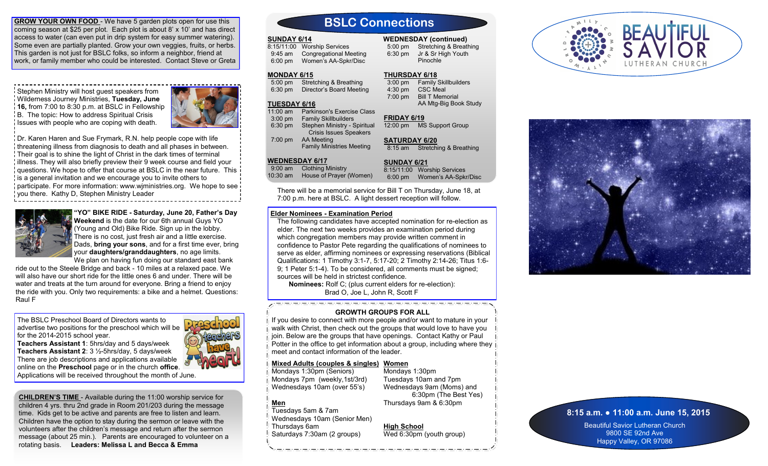**GROW YOUR OWN FOOD** - We have 5 garden plots open for use this coming season at $25 per plot. Each plot is about 8' x 10' and has direct access to water (can even put in drip system for easy summer watering). Some even are partially planted. Grow your own veggies, fruits, or herbs. This garden is not just for BSLC folks, so inform a neighbor, friend at work, or family member who could be interested. Contact Steve or Greta

Stephen Ministry will host guest speakers from Wilderness Journey Ministries, **Tuesday, June 16,** from 7:00 to 8:30 p.m. at BSLC in Fellowship B. The topic: How to address Spiritual Crisis Issues with people who are coping with death.

Dr. Karen Haren and Sue Frymark, R.N. help people cope with life threatening illness from diagnosis to death and all phases in between. Their goal is to shine the light of Christ in the dark times of terminal illness. They will also briefly preview their 9 week course and field your questions. We hope to offer that course at BSLC in the near future. This is a general invitation and we encourage you to invite others to participate. For more information: www.wjministries.org. We hope to see you there. Kathy D, Stephen Ministry Leader

**"YO" BIKE RIDE - Saturday, June 20, Father's Day Weekend** is the date for our 6th annual Guys YO (Young and Old) Bike Ride. Sign up in the lobby. There is no cost, just fresh air and a little exercise. Dads, **bring your sons**, and for a first time ever, bring your **daughters/granddaughters**, no age limits. We plan on having fun doing our standard east bank ride out to the Steele Bridge and back - 10 miles at a relaxed pace. We will also have our short ride for the little ones 6 and under. There will be water and treats at the turn around for everyone. Bring a friend to enjoy the ride with you. Only two requirements: a bike and a helmet. Questions: Raul F

The BSLC Preschool Board of Directors wants to advertise two positions for the preschool which will be for the 2014-2015 school year.
**Teachers Assistant 1**: 5hrs/day and 5 days/week
**Teachers Assistant 2**: 3 ½-5hrs/day, 5 days/week
There are job descriptions and applications available online on the **Preschool** page or in the church **office**. Applications will be received throughout the month of June.

**CHILDREN'S TIME** - Available during the 11:00 worship service for children 4 yrs. thru 2nd grade in Room 201/203 during the message time. Kids get to be active and parents are free to listen and learn. Children have the option to stay during the sermon or leave with the volunteers after the children's message and return after the sermon message (about 25 min.). Parents are encouraged to volunteer on a rotating basis. **Leaders: Melissa L and Becca & Emma**

## BSLC Connections

**SUNDAY 6/14**
- 8:15/11:00 Worship Services
- 9:45 am Congregational Meeting
- 6:00 pm Women's AA-Spkr/Disc

**MONDAY 6/15**
- 5:00 pm Stretching & Breathing
- 6:30 pm Director's Board Meeting

**TUESDAY 6/16**
- 11:00 am Parkinson's Exercise Class
- 3:00 pm Family Skillbuilders
- 6:30 pm Stephen Ministry - Spiritual Crisis Issues Speakers
- 7:00 pm AA Meeting; Family Ministries Meeting

**WEDNESDAY 6/17**
- 9:00 am Clothing Ministry
- 10:30 am House of Prayer (Women)

**WEDNESDAY (continued)**
- 5:00 pm Stretching & Breathing
- 6:30 pm Jr & Sr High Youth Pinochle

**THURSDAY 6/18**
- 3:00 pm Family Skillbuilders
- 4:30 pm CSC Meal
- 7:00 pm Bill T Memorial; AA Mtg-Big Book Study

**FRIDAY 6/19**
- 12:00 pm MS Support Group

**SATURDAY 6/20**
- 8:15 am Stretching & Breathing

**SUNDAY 6/21**
- 8:15/11:00 Worship Services
- 6:00 pm Women's AA-Spkr/Disc

There will be a memorial service for Bill T on Thursday, June 18, at 7:00 p.m. here at BSLC. A light dessert reception will follow.

**Elder Nominees - Examination Period**

The following candidates have accepted nomination for re-election as elder. The next two weeks provides an examination period during which congregation members may provide written comment in confidence to Pastor Pete regarding the qualifications of nominees to serve as elder, affirming nominees or expressing reservations (Biblical Qualifications: 1 Timothy 3:1-7, 5:17-20; 2 Timothy 2:14-26; Titus 1:6-9; 1 Peter 5:1-4). To be considered, all comments must be signed; sources will be held in strictest confidence.

**Nominees:** Rolf C; (plus current elders for re-election): Brad O, Joe L, John R, Scott F

**GROWTH GROUPS FOR ALL**

If you desire to connect with more people and/or want to mature in your walk with Christ, then check out the groups that would love to have you join. Below are the groups that have openings. Contact Kathy or Paul Potter in the office to get information about a group, including where they meet and contact information of the leader.

**Mixed Adults (couples & singles)**
Mondays 1:30pm (Seniors)
Mondays 7pm (weekly,1st/3rd)
Wednesdays 10am (over 55's)

**Men**
Tuesdays 5am & 7am
Wednesdays 10am (Senior Men)
Thursdays 6am
Saturdays 7:30am (2 groups)

**Women**
Mondays 1:30pm
Tuesdays 10am and 7pm
Wednesdays 9am (Moms) and 6:30pm (The Best Yes)
Thursdays 9am & 6:30pm

**High School**
Wed 6:30pm (youth group)

BEAUTIFUL SAVIOR LUTHERAN CHURCH
FAMILY · COMMUNITY · WORLD

**8:15 a.m. • 11:00 a.m. June 15, 2015**

Beautiful Savior Lutheran Church
9800 SE 92nd Ave
Happy Valley, OR 97086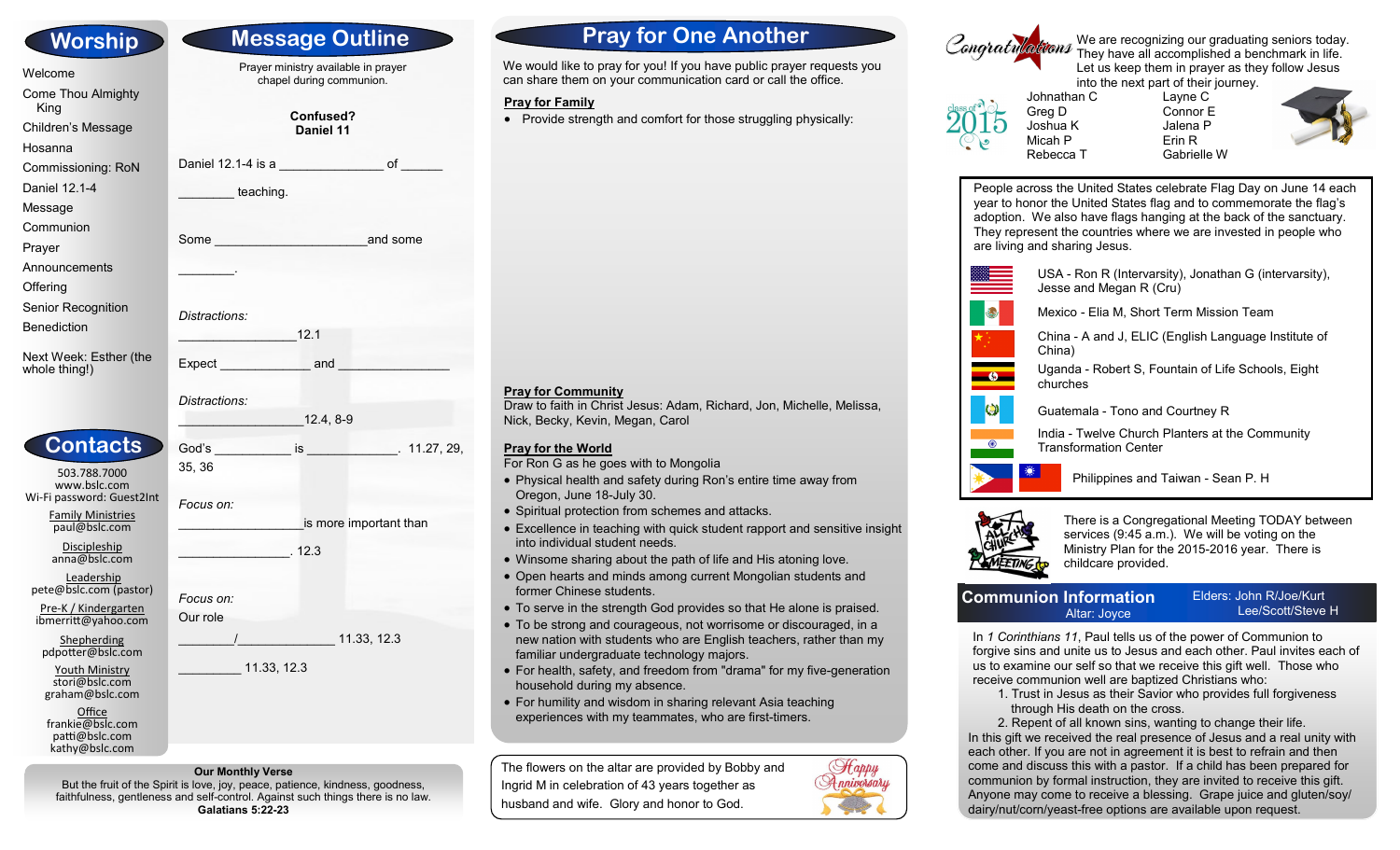## Worship

Welcome

Come Thou Almighty King

Children's Message

Hosanna

Commissioning: RoN

Daniel 12.1-4

Message

Communion

Prayer

Announcements

Offering

Senior Recognition

Benediction

Next Week: Esther (the whole thing!)

## Contacts

503.788.7000
www.bslc.com
Wi-Fi password: Guest2Int

Family Ministries
paul@bslc.com

Discipleship
anna@bslc.com

Leadership
pete@bslc.com (pastor)

Pre-K / Kindergarten
ibmerritt@yahoo.com

Shepherding
pdpotter@bslc.com

Youth Ministry
stori@bslc.com
graham@bslc.com

Office
frankie@bslc.com
patti@bslc.com
kathy@bslc.com

## Message Outline

Prayer ministry available in prayer chapel during communion.

**Confused?**
**Daniel 11**

Daniel 12.1-4 is a ______________ of ______

________ teaching.

Some ______________________and some ________.

*Distractions:*

_________________12.1

Expect ____________ and ________________

*Distractions:*

_________________12.4, 8-9

God's __________ is ____________. 11.27, 29, 35, 36

*Focus on:*

_________________is more important than _______________. 12.3

*Focus on:*

Our role

_________/______________ 11.33, 12.3

_________ 11.33, 12.3

**Our Monthly Verse**
But the fruit of the Spirit is love, joy, peace, patience, kindness, goodness, faithfulness, gentleness and self-control. Against such things there is no law.
**Galatians 5:22-23**

## Pray for One Another

We would like to pray for you! If you have public prayer requests you can share them on your communication card or call the office.

**Pray for Family**

- Provide strength and comfort for those struggling physically:

**Pray for Community**
Draw to faith in Christ Jesus: Adam, Richard, Jon, Michelle, Melissa, Nick, Becky, Kevin, Megan, Carol

**Pray for the World**
For Ron G as he goes with to Mongolia

- Physical health and safety during Ron's entire time away from Oregon, June 18-July 30.
- Spiritual protection from schemes and attacks.
- Excellence in teaching with quick student rapport and sensitive insight into individual student needs.
- Winsome sharing about the path of life and His atoning love.
- Open hearts and minds among current Mongolian students and former Chinese students.
- To serve in the strength God provides so that He alone is praised.
- To be strong and courageous, not worrisome or discouraged, in a new nation with students who are English teachers, rather than my familiar undergraduate technology majors.
- For health, safety, and freedom from "drama" for my five-generation household during my absence.
- For humility and wisdom in sharing relevant Asia teaching experiences with my teammates, who are first-timers.

The flowers on the altar are provided by Bobby and Ingrid M in celebration of 43 years together as husband and wife. Glory and honor to God.

Happy Anniversary

## Congratulations

We are recognizing our graduating seniors today. They have all accomplished a benchmark in life. Let us keep them in prayer as they follow Jesus into the next part of their journey.

class of 2015

| | |
|---|---|
| Johnathan C | Layne C |
| Greg D | Connor E |
| Joshua K | Jalena P |
| Micah P | Erin R |
| Rebecca T | Gabrielle W |

People across the United States celebrate Flag Day on June 14 each year to honor the United States flag and to commemorate the flag's adoption. We also have flags hanging at the back of the sanctuary. They represent the countries where we are invested in people who are living and sharing Jesus.

USA - Ron R (Intervarsity), Jonathan G (intervarsity), Jesse and Megan R (Cru)

Mexico - Elia M, Short Term Mission Team

China - A and J, ELIC (English Language Institute of China)

Uganda - Robert S, Fountain of Life Schools, Eight churches

Guatemala - Tono and Courtney R

India - Twelve Church Planters at the Community Transformation Center

Philippines and Taiwan - Sean P. H

There is a Congregational Meeting TODAY between services (9:45 a.m.). We will be voting on the Ministry Plan for the 2015-2016 year. There is childcare provided.

## Communion Information

Elders: John R/Joe/Kurt Lee/Scott/Steve H
Altar: Joyce

In *1 Corinthians 11*, Paul tells us of the power of Communion to forgive sins and unite us to Jesus and each other. Paul invites each of us to examine our self so that we receive this gift well. Those who receive communion well are baptized Christians who:

1. Trust in Jesus as their Savior who provides full forgiveness through His death on the cross.
2. Repent of all known sins, wanting to change their life.

In this gift we received the real presence of Jesus and a real unity with each other. If you are not in agreement it is best to refrain and then come and discuss this with a pastor. If a child has been prepared for communion by formal instruction, they are invited to receive this gift. Anyone may come to receive a blessing. Grape juice and gluten/soy/dairy/nut/corn/yeast-free options are available upon request.